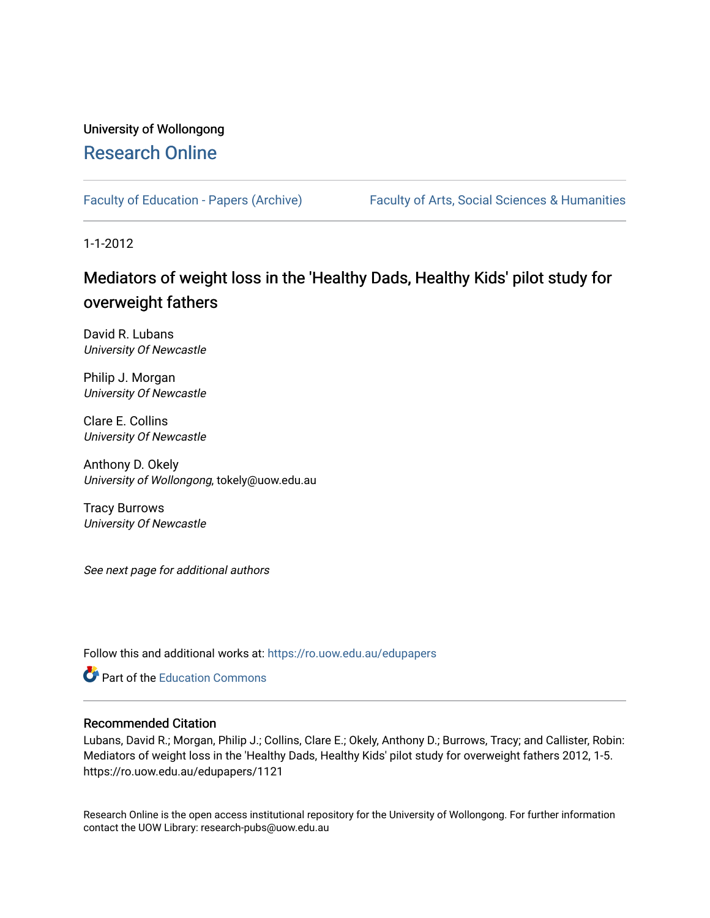University of Wollongong

# Research Online

Faculty of Education - Papers (Archive) | Faculty of Arts, Social Sciences & Humanities

1-1-2012

## Mediators of weight loss in the 'Healthy Dads, Healthy Kids' pilot study for overweight fathers

David R. Lubans
*University Of Newcastle*

Philip J. Morgan
*University Of Newcastle*

Clare E. Collins
*University Of Newcastle*

Anthony D. Okely
*University of Wollongong*, tokely@uow.edu.au

Tracy Burrows
*University Of Newcastle*

*See next page for additional authors*

Follow this and additional works at: https://ro.uow.edu.au/edupapers

Part of the Education Commons

### Recommended Citation

Lubans, David R.; Morgan, Philip J.; Collins, Clare E.; Okely, Anthony D.; Burrows, Tracy; and Callister, Robin: Mediators of weight loss in the 'Healthy Dads, Healthy Kids' pilot study for overweight fathers 2012, 1-5.
https://ro.uow.edu.au/edupapers/1121

Research Online is the open access institutional repository for the University of Wollongong. For further information contact the UOW Library: research-pubs@uow.edu.au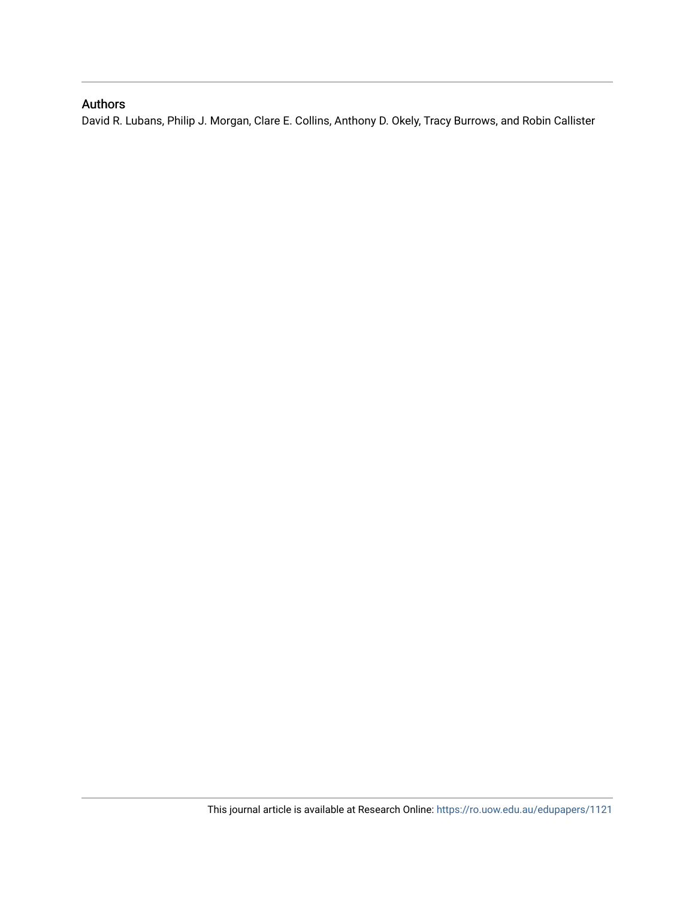## Authors

David R. Lubans, Philip J. Morgan, Clare E. Collins, Anthony D. Okely, Tracy Burrows, and Robin Callister

This journal article is available at Research Online: https://ro.uow.edu.au/edupapers/1121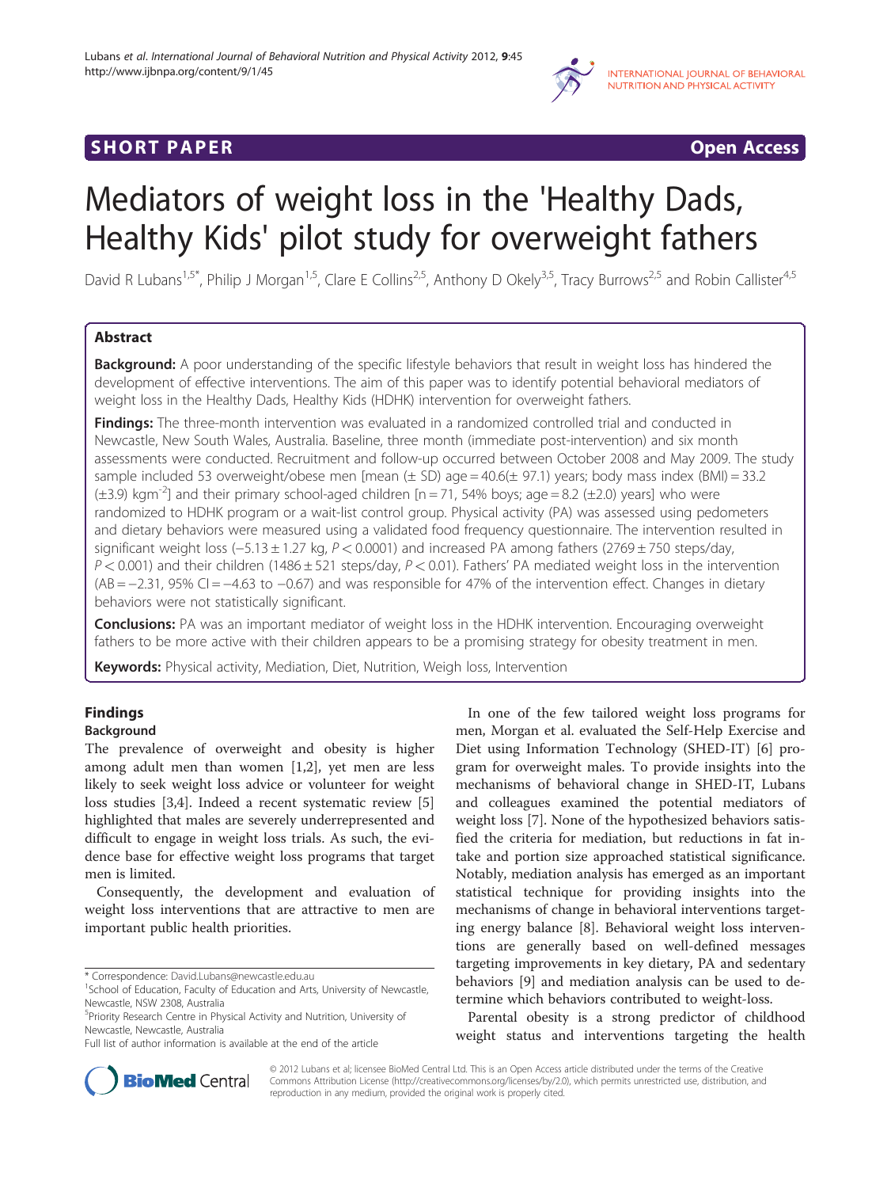# Mediators of weight loss in the 'Healthy Dads, Healthy Kids' pilot study for overweight fathers

David R Lubans[1,5*], Philip J Morgan[1,5], Clare E Collins[2,5], Anthony D Okely[3,5], Tracy Burrows[2,5] and Robin Callister[4,5]

## Abstract

**Background:** A poor understanding of the specific lifestyle behaviors that result in weight loss has hindered the development of effective interventions. The aim of this paper was to identify potential behavioral mediators of weight loss in the Healthy Dads, Healthy Kids (HDHK) intervention for overweight fathers.

**Findings:** The three-month intervention was evaluated in a randomized controlled trial and conducted in Newcastle, New South Wales, Australia. Baseline, three month (immediate post-intervention) and six month assessments were conducted. Recruitment and follow-up occurred between October 2008 and May 2009. The study sample included 53 overweight/obese men [mean (± SD) age = 40.6(± 97.1) years; body mass index (BMI) = 33.2 (±3.9) kgm$^{-2}$] and their primary school-aged children [n = 71, 54% boys; age = 8.2 (±2.0) years] who were randomized to HDHK program or a wait-list control group. Physical activity (PA) was assessed using pedometers and dietary behaviors were measured using a validated food frequency questionnaire. The intervention resulted in significant weight loss (−5.13 ± 1.27 kg, $P < 0.0001$) and increased PA among fathers (2769 ± 750 steps/day, $P < 0.001$) and their children (1486 ± 521 steps/day, $P < 0.01$). Fathers' PA mediated weight loss in the intervention (AB = −2.31, 95% CI = −4.63 to −0.67) and was responsible for 47% of the intervention effect. Changes in dietary behaviors were not statistically significant.

**Conclusions:** PA was an important mediator of weight loss in the HDHK intervention. Encouraging overweight fathers to be more active with their children appears to be a promising strategy for obesity treatment in men.

**Keywords:** Physical activity, Mediation, Diet, Nutrition, Weigh loss, Intervention

## Findings

### Background

The prevalence of overweight and obesity is higher among adult men than women [1,2], yet men are less likely to seek weight loss advice or volunteer for weight loss studies [3,4]. Indeed a recent systematic review [5] highlighted that males are severely underrepresented and difficult to engage in weight loss trials. As such, the evidence base for effective weight loss programs that target men is limited.

Consequently, the development and evaluation of weight loss interventions that are attractive to men are important public health priorities.

In one of the few tailored weight loss programs for men, Morgan et al. evaluated the Self-Help Exercise and Diet using Information Technology (SHED-IT) [6] program for overweight males. To provide insights into the mechanisms of behavioral change in SHED-IT, Lubans and colleagues examined the potential mediators of weight loss [7]. None of the hypothesized behaviors satisfied the criteria for mediation, but reductions in fat intake and portion size approached statistical significance. Notably, mediation analysis has emerged as an important statistical technique for providing insights into the mechanisms of change in behavioral interventions targeting energy balance [8]. Behavioral weight loss interventions are generally based on well-defined messages targeting improvements in key dietary, PA and sedentary behaviors [9] and mediation analysis can be used to determine which behaviors contributed to weight-loss.

Parental obesity is a strong predictor of childhood weight status and interventions targeting the health

* Correspondence: David.Lubans@newcastle.edu.au
[1]School of Education, Faculty of Education and Arts, University of Newcastle, Newcastle, NSW 2308, Australia
[5]Priority Research Centre in Physical Activity and Nutrition, University of Newcastle, Newcastle, Australia
Full list of author information is available at the end of the article

© 2012 Lubans et al; licensee BioMed Central Ltd. This is an Open Access article distributed under the terms of the Creative Commons Attribution License (http://creativecommons.org/licenses/by/2.0), which permits unrestricted use, distribution, and reproduction in any medium, provided the original work is properly cited.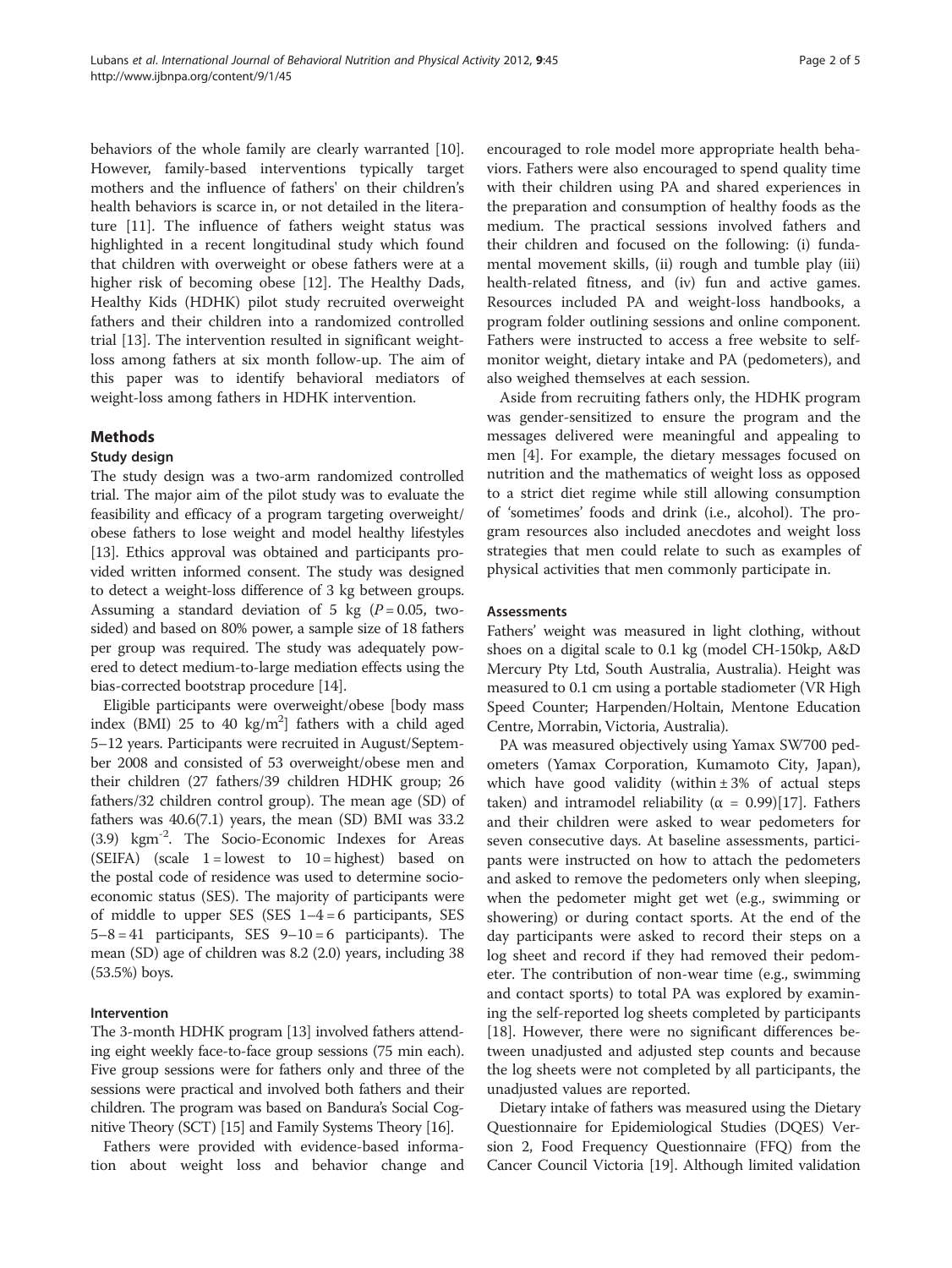behaviors of the whole family are clearly warranted [10]. However, family-based interventions typically target mothers and the influence of fathers' on their children's health behaviors is scarce in, or not detailed in the literature [11]. The influence of fathers weight status was highlighted in a recent longitudinal study which found that children with overweight or obese fathers were at a higher risk of becoming obese [12]. The Healthy Dads, Healthy Kids (HDHK) pilot study recruited overweight fathers and their children into a randomized controlled trial [13]. The intervention resulted in significant weight-loss among fathers at six month follow-up. The aim of this paper was to identify behavioral mediators of weight-loss among fathers in HDHK intervention.

## Methods

### Study design

The study design was a two-arm randomized controlled trial. The major aim of the pilot study was to evaluate the feasibility and efficacy of a program targeting overweight/obese fathers to lose weight and model healthy lifestyles [13]. Ethics approval was obtained and participants provided written informed consent. The study was designed to detect a weight-loss difference of 3 kg between groups. Assuming a standard deviation of 5 kg ($P = 0.05$, two-sided) and based on 80% power, a sample size of 18 fathers per group was required. The study was adequately powered to detect medium-to-large mediation effects using the bias-corrected bootstrap procedure [14].

Eligible participants were overweight/obese [body mass index (BMI) 25 to 40 kg/m$^2$] fathers with a child aged 5–12 years. Participants were recruited in August/September 2008 and consisted of 53 overweight/obese men and their children (27 fathers/39 children HDHK group; 26 fathers/32 children control group). The mean age (SD) of fathers was 40.6(7.1) years, the mean (SD) BMI was 33.2 (3.9) kgm$^{-2}$. The Socio-Economic Indexes for Areas (SEIFA) (scale 1 = lowest to 10 = highest) based on the postal code of residence was used to determine socio-economic status (SES). The majority of participants were of middle to upper SES (SES 1–4 = 6 participants, SES 5–8 = 41 participants, SES 9–10 = 6 participants). The mean (SD) age of children was 8.2 (2.0) years, including 38 (53.5%) boys.

### Intervention

The 3-month HDHK program [13] involved fathers attending eight weekly face-to-face group sessions (75 min each). Five group sessions were for fathers only and three of the sessions were practical and involved both fathers and their children. The program was based on Bandura's Social Cognitive Theory (SCT) [15] and Family Systems Theory [16].

Fathers were provided with evidence-based information about weight loss and behavior change and encouraged to role model more appropriate health behaviors. Fathers were also encouraged to spend quality time with their children using PA and shared experiences in the preparation and consumption of healthy foods as the medium. The practical sessions involved fathers and their children and focused on the following: (i) fundamental movement skills, (ii) rough and tumble play (iii) health-related fitness, and (iv) fun and active games. Resources included PA and weight-loss handbooks, a program folder outlining sessions and online component. Fathers were instructed to access a free website to self-monitor weight, dietary intake and PA (pedometers), and also weighed themselves at each session.

Aside from recruiting fathers only, the HDHK program was gender-sensitized to ensure the program and the messages delivered were meaningful and appealing to men [4]. For example, the dietary messages focused on nutrition and the mathematics of weight loss as opposed to a strict diet regime while still allowing consumption of 'sometimes' foods and drink (i.e., alcohol). The program resources also included anecdotes and weight loss strategies that men could relate to such as examples of physical activities that men commonly participate in.

### Assessments

Fathers' weight was measured in light clothing, without shoes on a digital scale to 0.1 kg (model CH-150kp, A&D Mercury Pty Ltd, South Australia, Australia). Height was measured to 0.1 cm using a portable stadiometer (VR High Speed Counter; Harpenden/Holtain, Mentone Education Centre, Morrabin, Victoria, Australia).

PA was measured objectively using Yamax SW700 pedometers (Yamax Corporation, Kumamoto City, Japan), which have good validity (within ± 3% of actual steps taken) and intramodel reliability ($\alpha = 0.99$)[17]. Fathers and their children were asked to wear pedometers for seven consecutive days. At baseline assessments, participants were instructed on how to attach the pedometers and asked to remove the pedometers only when sleeping, when the pedometer might get wet (e.g., swimming or showering) or during contact sports. At the end of the day participants were asked to record their steps on a log sheet and record if they had removed their pedometer. The contribution of non-wear time (e.g., swimming and contact sports) to total PA was explored by examining the self-reported log sheets completed by participants [18]. However, there were no significant differences between unadjusted and adjusted step counts and because the log sheets were not completed by all participants, the unadjusted values are reported.

Dietary intake of fathers was measured using the Dietary Questionnaire for Epidemiological Studies (DQES) Version 2, Food Frequency Questionnaire (FFQ) from the Cancer Council Victoria [19]. Although limited validation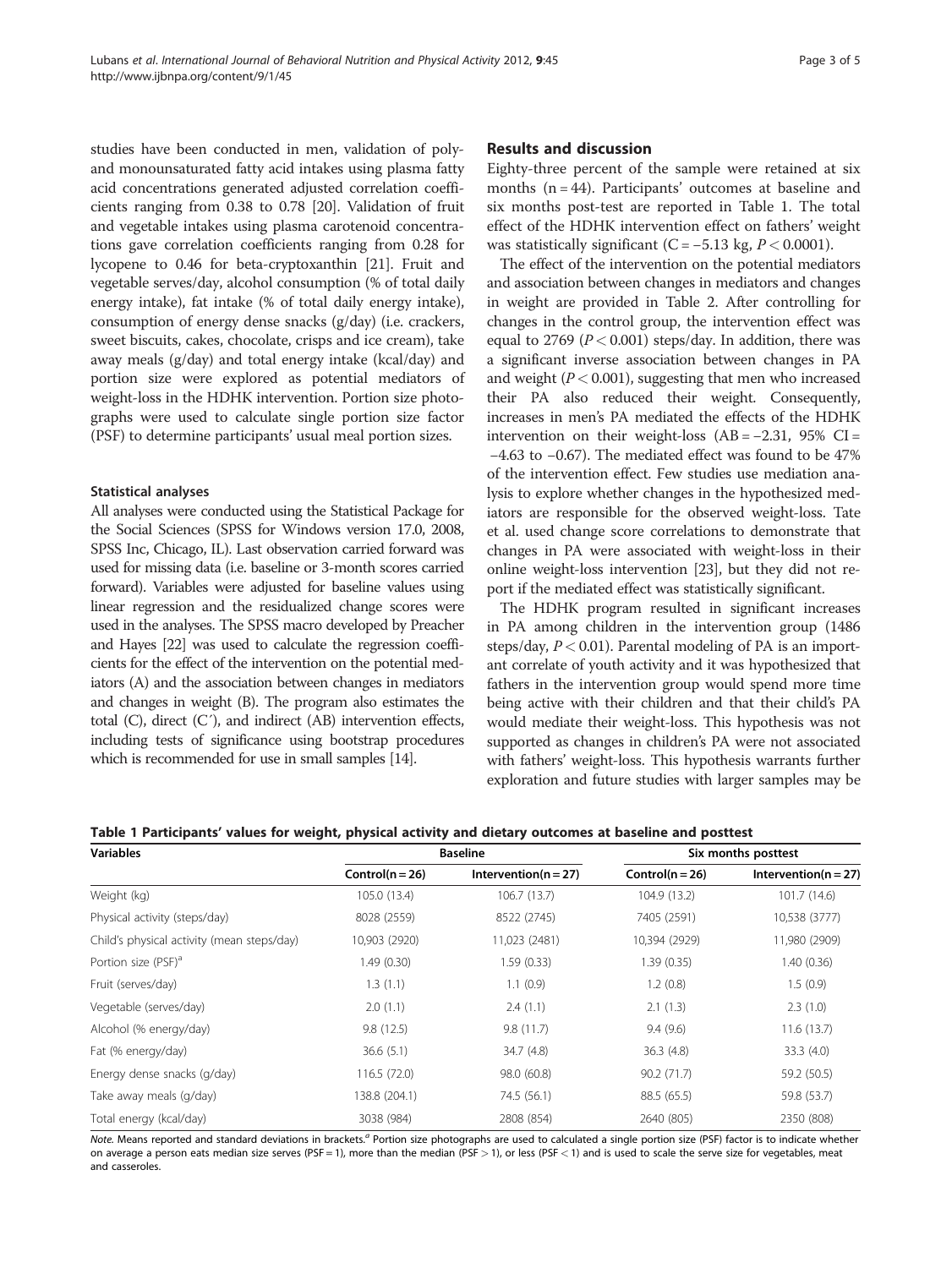studies have been conducted in men, validation of poly- and monounsaturated fatty acid intakes using plasma fatty acid concentrations generated adjusted correlation coefficients ranging from 0.38 to 0.78 [20]. Validation of fruit and vegetable intakes using plasma carotenoid concentrations gave correlation coefficients ranging from 0.28 for lycopene to 0.46 for beta-cryptoxanthin [21]. Fruit and vegetable serves/day, alcohol consumption (% of total daily energy intake), fat intake (% of total daily energy intake), consumption of energy dense snacks (g/day) (i.e. crackers, sweet biscuits, cakes, chocolate, crisps and ice cream), take away meals (g/day) and total energy intake (kcal/day) and portion size were explored as potential mediators of weight-loss in the HDHK intervention. Portion size photographs were used to calculate single portion size factor (PSF) to determine participants' usual meal portion sizes.

#### Statistical analyses

All analyses were conducted using the Statistical Package for the Social Sciences (SPSS for Windows version 17.0, 2008, SPSS Inc, Chicago, IL). Last observation carried forward was used for missing data (i.e. baseline or 3-month scores carried forward). Variables were adjusted for baseline values using linear regression and the residualized change scores were used in the analyses. The SPSS macro developed by Preacher and Hayes [22] was used to calculate the regression coefficients for the effect of the intervention on the potential mediators (A) and the association between changes in mediators and changes in weight (B). The program also estimates the total (C), direct (C′), and indirect (AB) intervention effects, including tests of significance using bootstrap procedures which is recommended for use in small samples [14].

## Results and discussion

Eighty-three percent of the sample were retained at six months (n = 44). Participants' outcomes at baseline and six months post-test are reported in Table 1. The total effect of the HDHK intervention effect on fathers' weight was statistically significant (C = −5.13 kg, $P < 0.0001$).

The effect of the intervention on the potential mediators and association between changes in mediators and changes in weight are provided in Table 2. After controlling for changes in the control group, the intervention effect was equal to 2769 ($P < 0.001$) steps/day. In addition, there was a significant inverse association between changes in PA and weight ($P < 0.001$), suggesting that men who increased their PA also reduced their weight. Consequently, increases in men's PA mediated the effects of the HDHK intervention on their weight-loss (AB = −2.31, 95% CI = −4.63 to −0.67). The mediated effect was found to be 47% of the intervention effect. Few studies use mediation analysis to explore whether changes in the hypothesized mediators are responsible for the observed weight-loss. Tate et al. used change score correlations to demonstrate that changes in PA were associated with weight-loss in their online weight-loss intervention [23], but they did not report if the mediated effect was statistically significant.

The HDHK program resulted in significant increases in PA among children in the intervention group (1486 steps/day, $P < 0.01$). Parental modeling of PA is an important correlate of youth activity and it was hypothesized that fathers in the intervention group would spend more time being active with their children and that their child's PA would mediate their weight-loss. This hypothesis was not supported as changes in children's PA were not associated with fathers' weight-loss. This hypothesis warrants further exploration and future studies with larger samples may be

**Table 1 Participants' values for weight, physical activity and dietary outcomes at baseline and posttest**

| Variables | Baseline | | Six months posttest | |
|---|---|---|---|---|
| | Control(n = 26) | Intervention(n = 27) | Control(n = 26) | Intervention(n = 27) |
| Weight (kg) | 105.0 (13.4) | 106.7 (13.7) | 104.9 (13.2) | 101.7 (14.6) |
| Physical activity (steps/day) | 8028 (2559) | 8522 (2745) | 7405 (2591) | 10,538 (3777) |
| Child's physical activity (mean steps/day) | 10,903 (2920) | 11,023 (2481) | 10,394 (2929) | 11,980 (2909) |
| Portion size (PSF)[a] | 1.49 (0.30) | 1.59 (0.33) | 1.39 (0.35) | 1.40 (0.36) |
| Fruit (serves/day) | 1.3 (1.1) | 1.1 (0.9) | 1.2 (0.8) | 1.5 (0.9) |
| Vegetable (serves/day) | 2.0 (1.1) | 2.4 (1.1) | 2.1 (1.3) | 2.3 (1.0) |
| Alcohol (% energy/day) | 9.8 (12.5) | 9.8 (11.7) | 9.4 (9.6) | 11.6 (13.7) |
| Fat (% energy/day) | 36.6 (5.1) | 34.7 (4.8) | 36.3 (4.8) | 33.3 (4.0) |
| Energy dense snacks (g/day) | 116.5 (72.0) | 98.0 (60.8) | 90.2 (71.7) | 59.2 (50.5) |
| Take away meals (g/day) | 138.8 (204.1) | 74.5 (56.1) | 88.5 (65.5) | 59.8 (53.7) |
| Total energy (kcal/day) | 3038 (984) | 2808 (854) | 2640 (805) | 2350 (808) |

*Note.* Means reported and standard deviations in brackets.[a] Portion size photographs are used to calculated a single portion size (PSF) factor is to indicate whether on average a person eats median size serves (PSF = 1), more than the median (PSF > 1), or less (PSF < 1) and is used to scale the serve size for vegetables, meat and casseroles.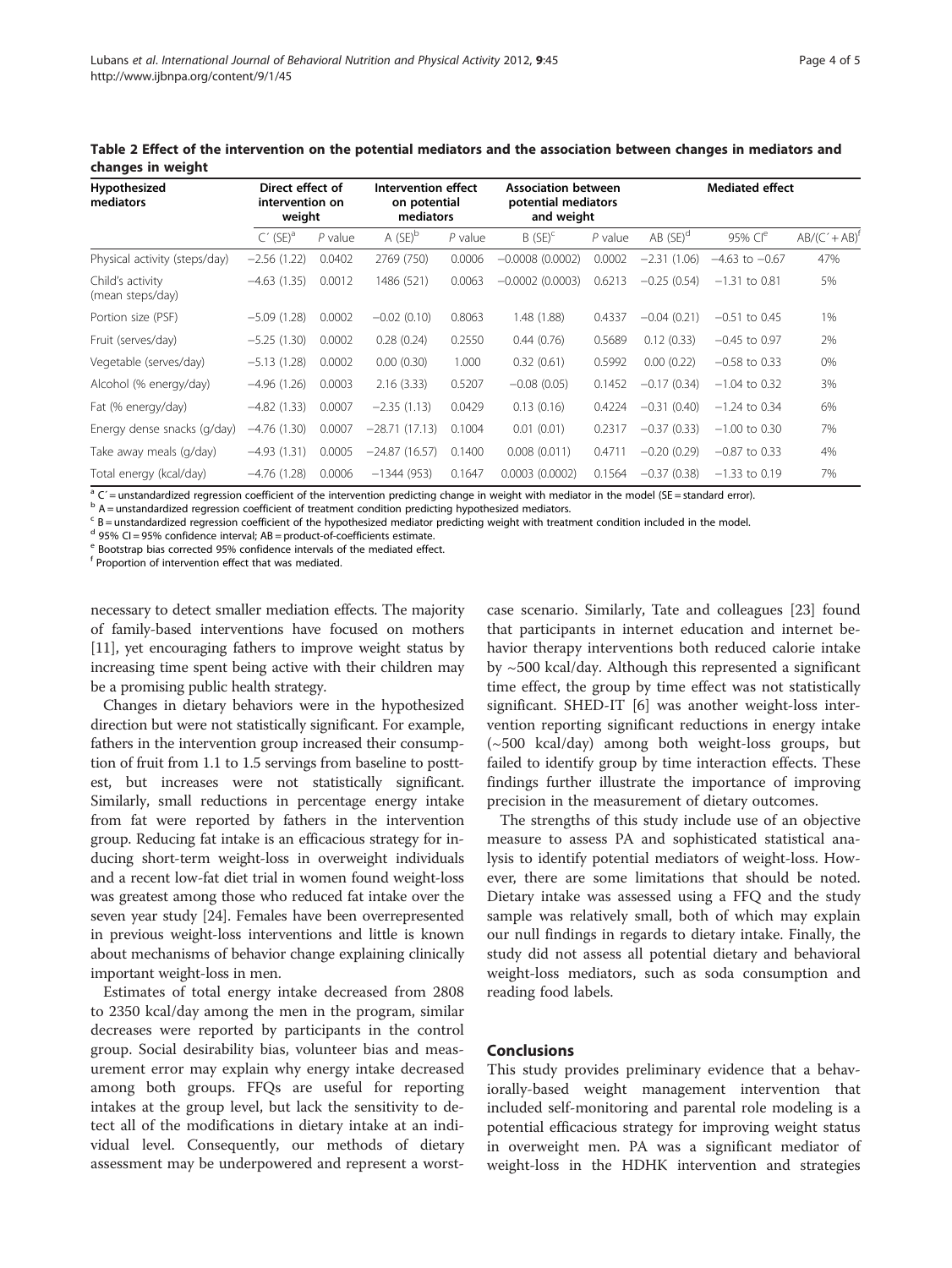**Table 2 Effect of the intervention on the potential mediators and the association between changes in mediators and changes in weight**

| Hypothesized mediators | Direct effect of intervention on weight | | Intervention effect on potential mediators | | Association between potential mediators and weight | | Mediated effect | | |
|---|---|---|---|---|---|---|---|---|---|
| | C′ (SE)[a] | P value | A (SE)[b] | P value | B (SE)[c] | P value | AB (SE)[d] | 95% CI[e] | AB/(C′ + AB)[f] |
| Physical activity (steps/day) | −2.56 (1.22) | 0.0402 | 2769 (750) | 0.0006 | −0.0008 (0.0002) | 0.0002 | −2.31 (1.06) | −4.63 to −0.67 | 47% |
| Child's activity (mean steps/day) | −4.63 (1.35) | 0.0012 | 1486 (521) | 0.0063 | −0.0002 (0.0003) | 0.6213 | −0.25 (0.54) | −1.31 to 0.81 | 5% |
| Portion size (PSF) | −5.09 (1.28) | 0.0002 | −0.02 (0.10) | 0.8063 | 1.48 (1.88) | 0.4337 | −0.04 (0.21) | −0.51 to 0.45 | 1% |
| Fruit (serves/day) | −5.25 (1.30) | 0.0002 | 0.28 (0.24) | 0.2550 | 0.44 (0.76) | 0.5689 | 0.12 (0.33) | −0.45 to 0.97 | 2% |
| Vegetable (serves/day) | −5.13 (1.28) | 0.0002 | 0.00 (0.30) | 1.000 | 0.32 (0.61) | 0.5992 | 0.00 (0.22) | −0.58 to 0.33 | 0% |
| Alcohol (% energy/day) | −4.96 (1.26) | 0.0003 | 2.16 (3.33) | 0.5207 | −0.08 (0.05) | 0.1452 | −0.17 (0.34) | −1.04 to 0.32 | 3% |
| Fat (% energy/day) | −4.82 (1.33) | 0.0007 | −2.35 (1.13) | 0.0429 | 0.13 (0.16) | 0.4224 | −0.31 (0.40) | −1.24 to 0.34 | 6% |
| Energy dense snacks (g/day) | −4.76 (1.30) | 0.0007 | −28.71 (17.13) | 0.1004 | 0.01 (0.01) | 0.2317 | −0.37 (0.33) | −1.00 to 0.30 | 7% |
| Take away meals (g/day) | −4.93 (1.31) | 0.0005 | −24.87 (16.57) | 0.1400 | 0.008 (0.011) | 0.4711 | −0.20 (0.29) | −0.87 to 0.33 | 4% |
| Total energy (kcal/day) | −4.76 (1.28) | 0.0006 | −1344 (953) | 0.1647 | 0.0003 (0.0002) | 0.1564 | −0.37 (0.38) | −1.33 to 0.19 | 7% |

[a] C′ = unstandardized regression coefficient of the intervention predicting change in weight with mediator in the model (SE = standard error).
[b] A = unstandardized regression coefficient of treatment condition predicting hypothesized mediators.
[c] B = unstandardized regression coefficient of the hypothesized mediator predicting weight with treatment condition included in the model.
[d] 95% CI = 95% confidence interval; AB = product-of-coefficients estimate.
[e] Bootstrap bias corrected 95% confidence intervals of the mediated effect.
[f] Proportion of intervention effect that was mediated.

necessary to detect smaller mediation effects. The majority of family-based interventions have focused on mothers [11], yet encouraging fathers to improve weight status by increasing time spent being active with their children may be a promising public health strategy.

Changes in dietary behaviors were in the hypothesized direction but were not statistically significant. For example, fathers in the intervention group increased their consumption of fruit from 1.1 to 1.5 servings from baseline to posttest, but increases were not statistically significant. Similarly, small reductions in percentage energy intake from fat were reported by fathers in the intervention group. Reducing fat intake is an efficacious strategy for inducing short-term weight-loss in overweight individuals and a recent low-fat diet trial in women found weight-loss was greatest among those who reduced fat intake over the seven year study [24]. Females have been overrepresented in previous weight-loss interventions and little is known about mechanisms of behavior change explaining clinically important weight-loss in men.

Estimates of total energy intake decreased from 2808 to 2350 kcal/day among the men in the program, similar decreases were reported by participants in the control group. Social desirability bias, volunteer bias and measurement error may explain why energy intake decreased among both groups. FFQs are useful for reporting intakes at the group level, but lack the sensitivity to detect all of the modifications in dietary intake at an individual level. Consequently, our methods of dietary assessment may be underpowered and represent a worst-case scenario. Similarly, Tate and colleagues [23] found that participants in internet education and internet behavior therapy interventions both reduced calorie intake by ~500 kcal/day. Although this represented a significant time effect, the group by time effect was not statistically significant. SHED-IT [6] was another weight-loss intervention reporting significant reductions in energy intake (~500 kcal/day) among both weight-loss groups, but failed to identify group by time interaction effects. These findings further illustrate the importance of improving precision in the measurement of dietary outcomes.

The strengths of this study include use of an objective measure to assess PA and sophisticated statistical analysis to identify potential mediators of weight-loss. However, there are some limitations that should be noted. Dietary intake was assessed using a FFQ and the study sample was relatively small, both of which may explain our null findings in regards to dietary intake. Finally, the study did not assess all potential dietary and behavioral weight-loss mediators, such as soda consumption and reading food labels.

## Conclusions

This study provides preliminary evidence that a behaviorally-based weight management intervention that included self-monitoring and parental role modeling is a potential efficacious strategy for improving weight status in overweight men. PA was a significant mediator of weight-loss in the HDHK intervention and strategies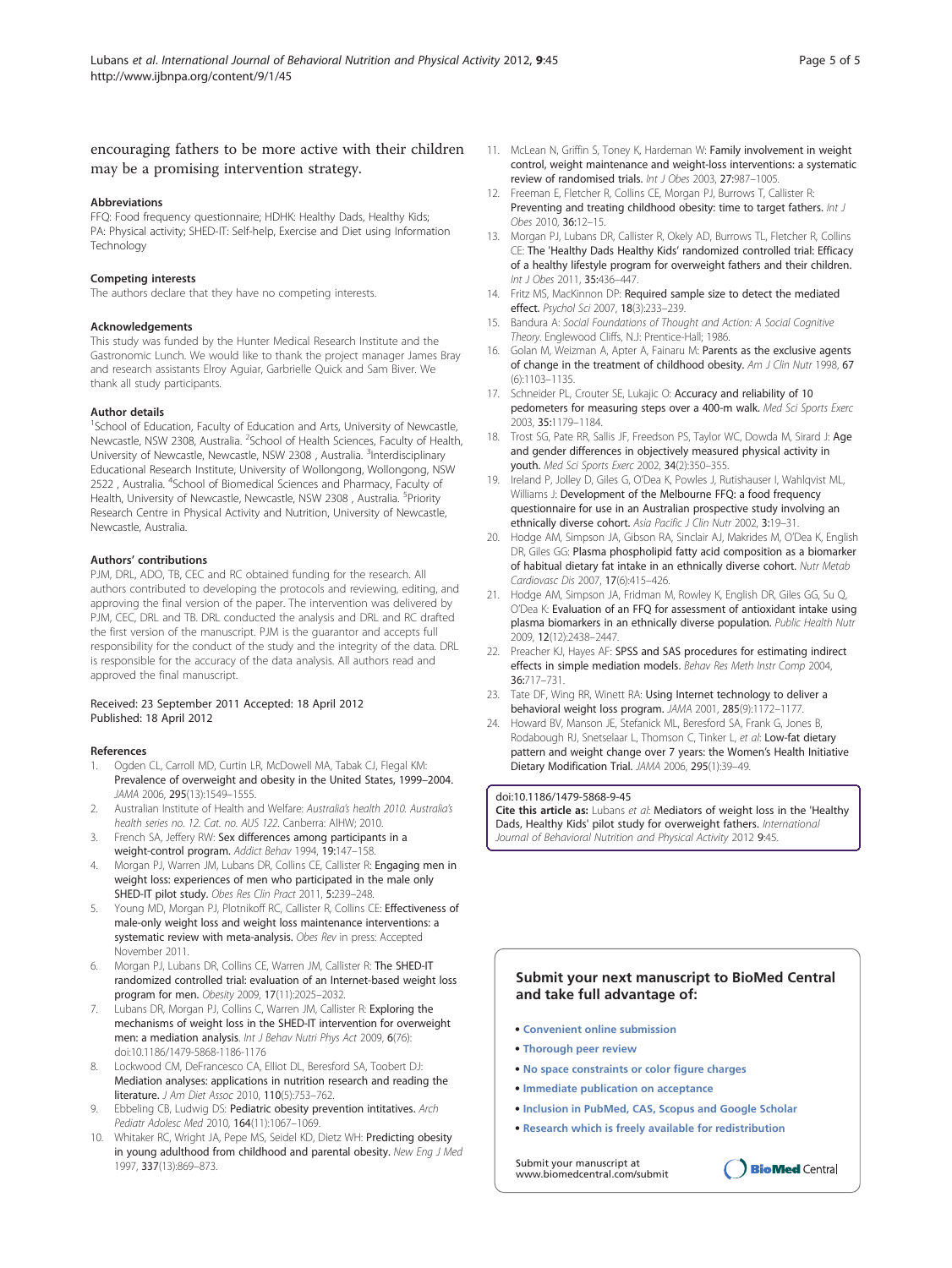encouraging fathers to be more active with their children may be a promising intervention strategy.

### Abbreviations

FFQ: Food frequency questionnaire; HDHK: Healthy Dads, Healthy Kids; PA: Physical activity; SHED-IT: Self-help, Exercise and Diet using Information Technology

### Competing interests

The authors declare that they have no competing interests.

### Acknowledgements

This study was funded by the Hunter Medical Research Institute and the Gastronomic Lunch. We would like to thank the project manager James Bray and research assistants Elroy Aguiar, Garbrielle Quick and Sam Biver. We thank all study participants.

### Author details

[1]School of Education, Faculty of Education and Arts, University of Newcastle, Newcastle, NSW 2308, Australia. [2]School of Health Sciences, Faculty of Health, University of Newcastle, Newcastle, NSW 2308 , Australia. [3]Interdisciplinary Educational Research Institute, University of Wollongong, Wollongong, NSW 2522 , Australia. [4]School of Biomedical Sciences and Pharmacy, Faculty of Health, University of Newcastle, Newcastle, NSW 2308 , Australia. [5]Priority Research Centre in Physical Activity and Nutrition, University of Newcastle, Newcastle, Australia.

### Authors' contributions

PJM, DRL, ADO, TB, CEC and RC obtained funding for the research. All authors contributed to developing the protocols and reviewing, editing, and approving the final version of the paper. The intervention was delivered by PJM, CEC, DRL and TB. DRL conducted the analysis and DRL and RC drafted the first version of the manuscript. PJM is the guarantor and accepts full responsibility for the conduct of the study and the integrity of the data. DRL is responsible for the accuracy of the data analysis. All authors read and approved the final manuscript.

Received: 23 September 2011 Accepted: 18 April 2012
Published: 18 April 2012

### References

1. Ogden CL, Carroll MD, Curtin LR, McDowell MA, Tabak CJ, Flegal KM: **Prevalence of overweight and obesity in the United States, 1999–2004.** *JAMA* 2006, **295**(13):1549–1555.
2. Australian Institute of Health and Welfare: *Australia's health 2010. Australia's health series no. 12. Cat. no. AUS 122.* Canberra: AIHW; 2010.
3. French SA, Jeffery RW: **Sex differences among participants in a weight-control program.** *Addict Behav* 1994, **19**:147–158.
4. Morgan PJ, Warren JM, Lubans DR, Collins CE, Callister R: **Engaging men in weight loss: experiences of men who participated in the male only SHED-IT pilot study.** *Obes Res Clin Pract* 2011, **5**:239–248.
5. Young MD, Morgan PJ, Plotnikoff RC, Callister R, Collins CE: **Effectiveness of male-only weight loss and weight loss maintenance interventions: a systematic review with meta-analysis.** *Obes Rev* in press: Accepted November 2011.
6. Morgan PJ, Lubans DR, Collins CE, Warren JM, Callister R: **The SHED-IT randomized controlled trial: evaluation of an Internet-based weight loss program for men.** *Obesity* 2009, **17**(11):2025–2032.
7. Lubans DR, Morgan PJ, Collins C, Warren JM, Callister R: **Exploring the mechanisms of weight loss in the SHED-IT intervention for overweight men: a mediation analysis.** *Int J Behav Nutri Phys Act* 2009, **6**(76): doi:10.1186/1479-5868-1186-1176
8. Lockwood CM, DeFrancesco CA, Elliot DL, Beresford SA, Toobert DJ: **Mediation analyses: applications in nutrition research and reading the literature.** *J Am Diet Assoc* 2010, **110**(5):753–762.
9. Ebbeling CB, Ludwig DS: **Pediatric obesity prevention intitatives.** *Arch Pediatr Adolesc Med* 2010, **164**(11):1067–1069.
10. Whitaker RC, Wright JA, Pepe MS, Seidel KD, Dietz WH: **Predicting obesity in young adulthood from childhood and parental obesity.** *New Eng J Med* 1997, **337**(13):869–873.
11. McLean N, Griffin S, Toney K, Hardeman W: **Family involvement in weight control, weight maintenance and weight-loss interventions: a systematic review of randomised trials.** *Int J Obes* 2003, **27**:987–1005.
12. Freeman E, Fletcher R, Collins CE, Morgan PJ, Burrows T, Callister R: **Preventing and treating childhood obesity: time to target fathers.** *Int J Obes* 2010, **36**:12–15.
13. Morgan PJ, Lubans DR, Callister R, Okely AD, Burrows TL, Fletcher R, Collins CE: **The 'Healthy Dads Healthy Kids' randomized controlled trial: Efficacy of a healthy lifestyle program for overweight fathers and their children.** *Int J Obes* 2011, **35**:436–447.
14. Fritz MS, MacKinnon DP: **Required sample size to detect the mediated effect.** *Psychol Sci* 2007, **18**(3):233–239.
15. Bandura A: *Social Foundations of Thought and Action: A Social Cognitive Theory.* Englewood Cliffs, N.J: Prentice-Hall; 1986.
16. Golan M, Weizman A, Apter A, Fainaru M: **Parents as the exclusive agents of change in the treatment of childhood obesity.** *Am J Clin Nutr* 1998, **67**(6):1103–1135.
17. Schneider PL, Crouter SE, Lukajic O: **Accuracy and reliability of 10 pedometers for measuring steps over a 400-m walk.** *Med Sci Sports Exerc* 2003, **35**:1179–1184.
18. Trost SG, Pate RR, Sallis JF, Freedson PS, Taylor WC, Dowda M, Sirard J: **Age and gender differences in objectively measured physical activity in youth.** *Med Sci Sports Exerc* 2002, **34**(2):350–355.
19. Ireland P, Jolley D, Giles G, O'Dea K, Powles J, Rutishauser I, Wahlqvist ML, Williams J: **Development of the Melbourne FFQ: a food frequency questionnaire for use in an Australian prospective study involving an ethnically diverse cohort.** *Asia Pacific J Clin Nutr* 2002, **3**:19–31.
20. Hodge AM, Simpson JA, Gibson RA, Sinclair AJ, Makrides M, O'Dea K, English DR, Giles GG: **Plasma phospholipid fatty acid composition as a biomarker of habitual dietary fat intake in an ethnically diverse cohort.** *Nutr Metab Cardiovasc Dis* 2007, **17**(6):415–426.
21. Hodge AM, Simpson JA, Fridman M, Rowley K, English DR, Giles GG, Su Q, O'Dea K: **Evaluation of an FFQ for assessment of antioxidant intake using plasma biomarkers in an ethnically diverse population.** *Public Health Nutr* 2009, **12**(12):2438–2447.
22. Preacher KJ, Hayes AF: **SPSS and SAS procedures for estimating indirect effects in simple mediation models.** *Behav Res Meth Instr Comp* 2004, **36**:717–731.
23. Tate DF, Wing RR, Winett RA: **Using Internet technology to deliver a behavioral weight loss program.** *JAMA* 2001, **285**(9):1172–1177.
24. Howard BV, Manson JE, Stefanick ML, Beresford SA, Frank G, Jones B, Rodabough RJ, Snetselaar L, Thomson C, Tinker L, *et al*: **Low-fat dietary pattern and weight change over 7 years: the Women's Health Initiative Dietary Modification Trial.** *JAMA* 2006, **295**(1):39–49.

doi:10.1186/1479-5868-9-45

**Cite this article as:** Lubans *et al*: Mediators of weight loss in the 'Healthy Dads, Healthy Kids' pilot study for overweight fathers. *International Journal of Behavioral Nutrition and Physical Activity* 2012 **9**:45.

**Submit your next manuscript to BioMed Central and take full advantage of:**

- Convenient online submission
- Thorough peer review
- No space constraints or color figure charges
- Immediate publication on acceptance
- Inclusion in PubMed, CAS, Scopus and Google Scholar
- Research which is freely available for redistribution

Submit your manuscript at www.biomedcentral.com/submit

BioMed Central